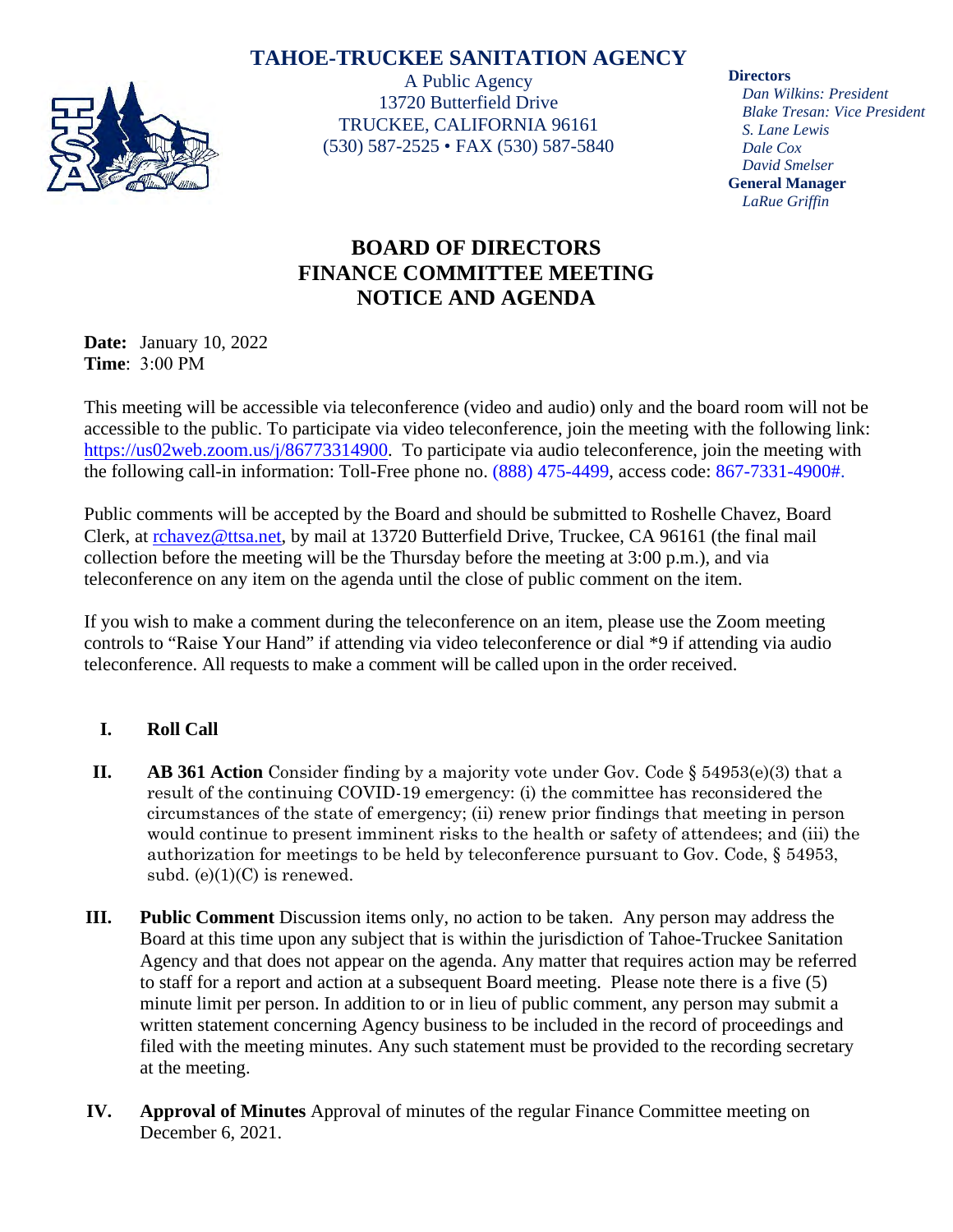# TAHOE-TRUCKEE SANITATION AGENCY

A Public Agency
13720 Butterfield Drive
TRUCKEE, CALIFORNIA 96161
(530) 587-2525 • FAX (530) 587-5840

**Directors**
*Dan Wilkins: President*
*Blake Tresan: Vice President*
*S. Lane Lewis*
*Dale Cox*
*David Smelser*
**General Manager**
*LaRue Griffin*

## BOARD OF DIRECTORS
## FINANCE COMMITTEE MEETING
## NOTICE AND AGENDA

**Date:** January 10, 2022
**Time**: 3:00 PM

This meeting will be accessible via teleconference (video and audio) only and the board room will not be accessible to the public. To participate via video teleconference, join the meeting with the following link: https://us02web.zoom.us/j/86773314900. To participate via audio teleconference, join the meeting with the following call-in information: Toll-Free phone no. (888) 475-4499, access code: 867-7331-4900#.

Public comments will be accepted by the Board and should be submitted to Roshelle Chavez, Board Clerk, at rchavez@ttsa.net, by mail at 13720 Butterfield Drive, Truckee, CA 96161 (the final mail collection before the meeting will be the Thursday before the meeting at 3:00 p.m.), and via teleconference on any item on the agenda until the close of public comment on the item.

If you wish to make a comment during the teleconference on an item, please use the Zoom meeting controls to "Raise Your Hand" if attending via video teleconference or dial *9 if attending via audio teleconference. All requests to make a comment will be called upon in the order received.

**I. Roll Call**

**II. AB 361 Action** Consider finding by a majority vote under Gov. Code § 54953(e)(3) that a result of the continuing COVID-19 emergency: (i) the committee has reconsidered the circumstances of the state of emergency; (ii) renew prior findings that meeting in person would continue to present imminent risks to the health or safety of attendees; and (iii) the authorization for meetings to be held by teleconference pursuant to Gov. Code, § 54953, subd. (e)(1)(C) is renewed.

**III. Public Comment** Discussion items only, no action to be taken. Any person may address the Board at this time upon any subject that is within the jurisdiction of Tahoe-Truckee Sanitation Agency and that does not appear on the agenda. Any matter that requires action may be referred to staff for a report and action at a subsequent Board meeting. Please note there is a five (5) minute limit per person. In addition to or in lieu of public comment, any person may submit a written statement concerning Agency business to be included in the record of proceedings and filed with the meeting minutes. Any such statement must be provided to the recording secretary at the meeting.

**IV. Approval of Minutes** Approval of minutes of the regular Finance Committee meeting on December 6, 2021.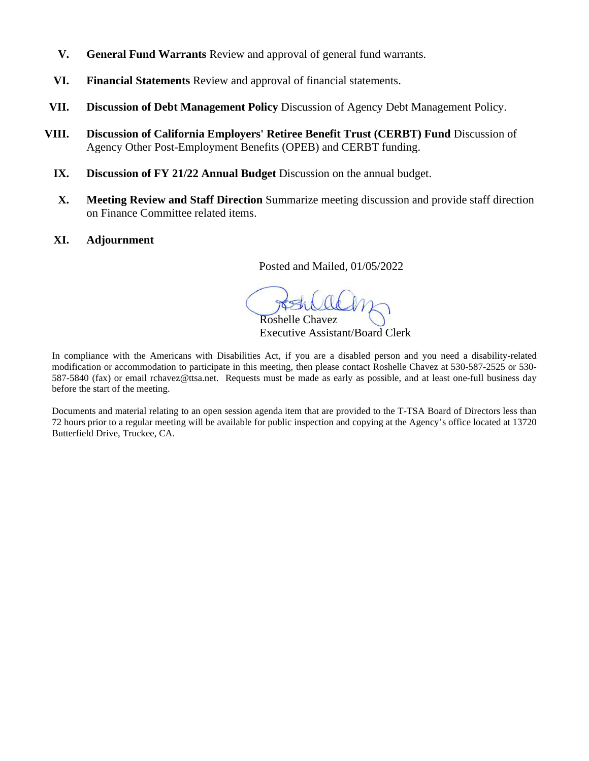**V. General Fund Warrants** Review and approval of general fund warrants.

**VI. Financial Statements** Review and approval of financial statements.

**VII. Discussion of Debt Management Policy** Discussion of Agency Debt Management Policy.

**VIII. Discussion of California Employers' Retiree Benefit Trust (CERBT) Fund** Discussion of Agency Other Post-Employment Benefits (OPEB) and CERBT funding.

**IX. Discussion of FY 21/22 Annual Budget** Discussion on the annual budget.

**X. Meeting Review and Staff Direction** Summarize meeting discussion and provide staff direction on Finance Committee related items.

**XI. Adjournment**

Posted and Mailed, 01/05/2022

Roshelle Chavez
Executive Assistant/Board Clerk

In compliance with the Americans with Disabilities Act, if you are a disabled person and you need a disability-related modification or accommodation to participate in this meeting, then please contact Roshelle Chavez at 530-587-2525 or 530-587-5840 (fax) or email rchavez@ttsa.net. Requests must be made as early as possible, and at least one-full business day before the start of the meeting.

Documents and material relating to an open session agenda item that are provided to the T-TSA Board of Directors less than 72 hours prior to a regular meeting will be available for public inspection and copying at the Agency's office located at 13720 Butterfield Drive, Truckee, CA.